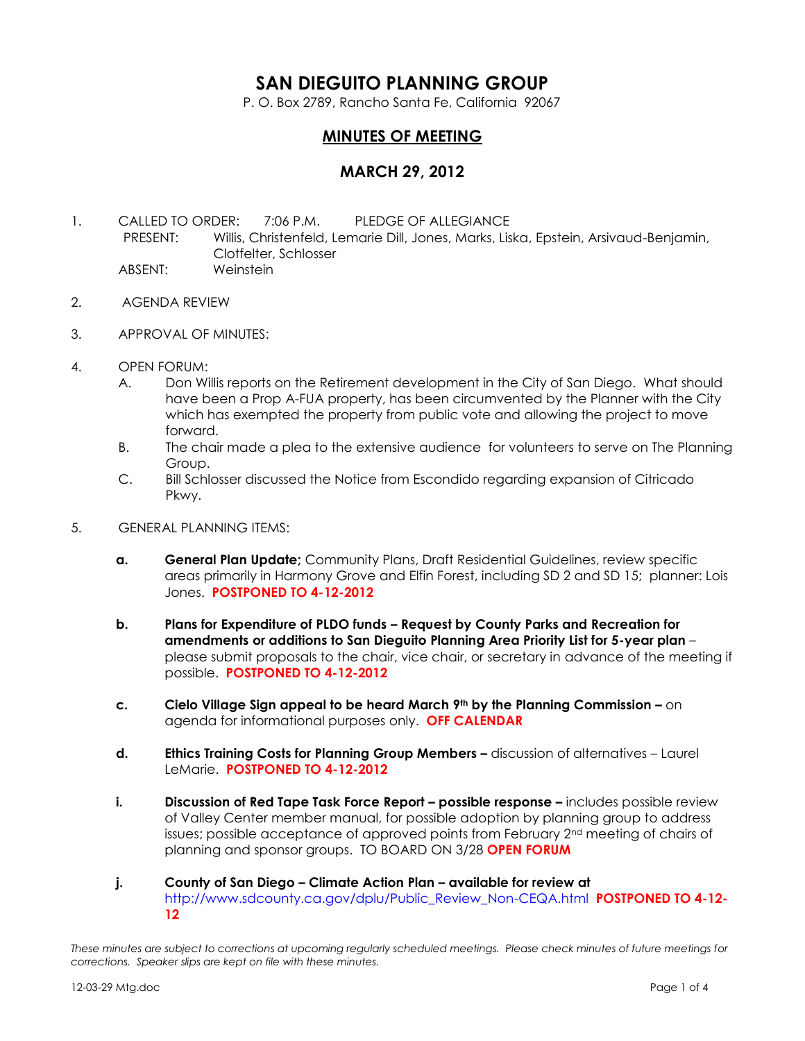# SAN DIEGUITO PLANNING GROUP

P. O. Box 2789, Rancho Santa Fe, California 92067

## MINUTES OF MEETING

## MARCH 29, 2012

1. CALLED TO ORDER: 7:06 P.M. PLEDGE OF ALLEGIANCE
   PRESENT: Willis, Christenfeld, Lemarie Dill, Jones, Marks, Liska, Epstein, Arsivaud-Benjamin, Clotfelter, Schlosser
   ABSENT: Weinstein

2. AGENDA REVIEW

3. APPROVAL OF MINUTES:

4. OPEN FORUM:
   A. Don Willis reports on the Retirement development in the City of San Diego. What should have been a Prop A-FUA property, has been circumvented by the Planner with the City which has exempted the property from public vote and allowing the project to move forward.
   B. The chair made a plea to the extensive audience for volunteers to serve on The Planning Group.
   C. Bill Schlosser discussed the Notice from Escondido regarding expansion of Citricado Pkwy.

5. GENERAL PLANNING ITEMS:

   **a.** **General Plan Update;** Community Plans, Draft Residential Guidelines, review specific areas primarily in Harmony Grove and Elfin Forest, including SD 2 and SD 15; planner: Lois Jones. **POSTPONED TO 4-12-2012**

   **b.** **Plans for Expenditure of PLDO funds – Request by County Parks and Recreation for amendments or additions to San Dieguito Planning Area Priority List for 5-year plan** – please submit proposals to the chair, vice chair, or secretary in advance of the meeting if possible. **POSTPONED TO 4-12-2012**

   **c.** **Cielo Village Sign appeal to be heard March 9th by the Planning Commission –** on agenda for informational purposes only. **OFF CALENDAR**

   **d.** **Ethics Training Costs for Planning Group Members –** discussion of alternatives – Laurel LeMarie. **POSTPONED TO 4-12-2012**

   **i.** **Discussion of Red Tape Task Force Report – possible response –** includes possible review of Valley Center member manual, for possible adoption by planning group to address issues; possible acceptance of approved points from February 2nd meeting of chairs of planning and sponsor groups. TO BOARD ON 3/28 **OPEN FORUM**

   **j.** **County of San Diego – Climate Action Plan – available for review at** http://www.sdcounty.ca.gov/dplu/Public_Review_Non-CEQA.html **POSTPONED TO 4-12-12**

*These minutes are subject to corrections at upcoming regularly scheduled meetings. Please check minutes of future meetings for corrections. Speaker slips are kept on file with these minutes.*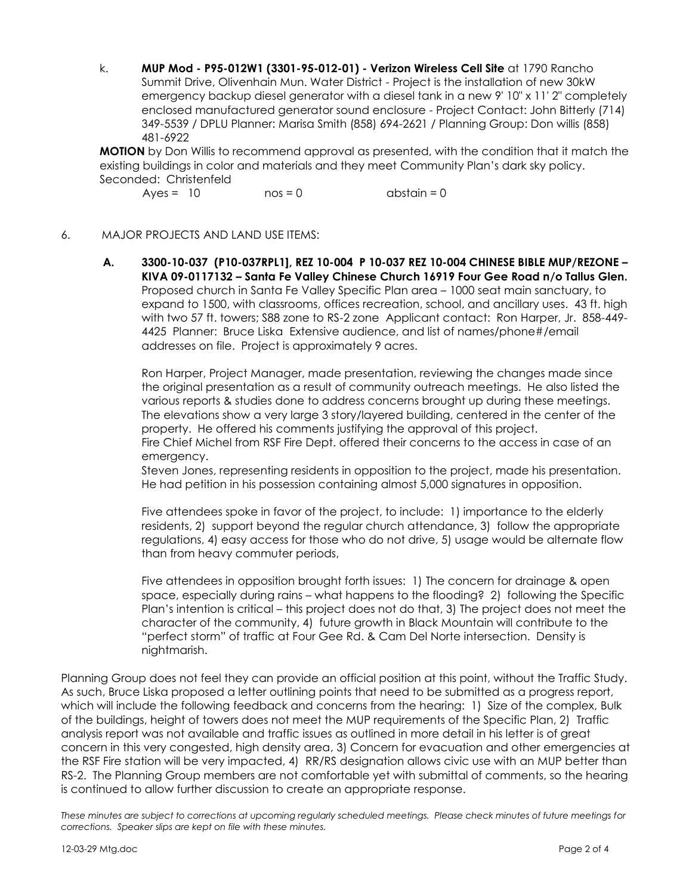k. **MUP Mod - P95-012W1 (3301-95-012-01) - Verizon Wireless Cell Site** at 1790 Rancho Summit Drive, Olivenhain Mun. Water District - Project is the installation of new 30kW emergency backup diesel generator with a diesel tank in a new 9' 10" x 11' 2" completely enclosed manufactured generator sound enclosure - Project Contact: John Bitterly (714) 349-5539 / DPLU Planner: Marisa Smith (858) 694-2621 / Planning Group: Don willis (858) 481-6922

**MOTION** by Don Willis to recommend approval as presented, with the condition that it match the existing buildings in color and materials and they meet Community Plan's dark sky policy.
Seconded: Christenfeld

Ayes = 10 nos = 0 abstain = 0

6. MAJOR PROJECTS AND LAND USE ITEMS:

**A. 3300-10-037 (P10-037RPL1], REZ 10-004 P 10-037 REZ 10-004 CHINESE BIBLE MUP/REZONE – KIVA 09-0117132 – Santa Fe Valley Chinese Church 16919 Four Gee Road n/o Tallus Glen.** Proposed church in Santa Fe Valley Specific Plan area – 1000 seat main sanctuary, to expand to 1500, with classrooms, offices recreation, school, and ancillary uses. 43 ft. high with two 57 ft. towers; S88 zone to RS-2 zone Applicant contact: Ron Harper, Jr. 858-449-4425 Planner: Bruce Liska Extensive audience, and list of names/phone#/email addresses on file. Project is approximately 9 acres.

Ron Harper, Project Manager, made presentation, reviewing the changes made since the original presentation as a result of community outreach meetings. He also listed the various reports & studies done to address concerns brought up during these meetings. The elevations show a very large 3 story/layered building, centered in the center of the property. He offered his comments justifying the approval of this project.
Fire Chief Michel from RSF Fire Dept. offered their concerns to the access in case of an emergency.
Steven Jones, representing residents in opposition to the project, made his presentation. He had petition in his possession containing almost 5,000 signatures in opposition.

Five attendees spoke in favor of the project, to include: 1) importance to the elderly residents, 2) support beyond the regular church attendance, 3) follow the appropriate regulations, 4) easy access for those who do not drive, 5) usage would be alternate flow than from heavy commuter periods,

Five attendees in opposition brought forth issues: 1) The concern for drainage & open space, especially during rains – what happens to the flooding? 2) following the Specific Plan's intention is critical – this project does not do that, 3) The project does not meet the character of the community, 4) future growth in Black Mountain will contribute to the "perfect storm" of traffic at Four Gee Rd. & Cam Del Norte intersection. Density is nightmarish.

Planning Group does not feel they can provide an official position at this point, without the Traffic Study. As such, Bruce Liska proposed a letter outlining points that need to be submitted as a progress report, which will include the following feedback and concerns from the hearing: 1) Size of the complex, Bulk of the buildings, height of towers does not meet the MUP requirements of the Specific Plan, 2) Traffic analysis report was not available and traffic issues as outlined in more detail in his letter is of great concern in this very congested, high density area, 3) Concern for evacuation and other emergencies at the RSF Fire station will be very impacted, 4) RR/RS designation allows civic use with an MUP better than RS-2. The Planning Group members are not comfortable yet with submittal of comments, so the hearing is continued to allow further discussion to create an appropriate response.

*These minutes are subject to corrections at upcoming regularly scheduled meetings. Please check minutes of future meetings for corrections. Speaker slips are kept on file with these minutes.*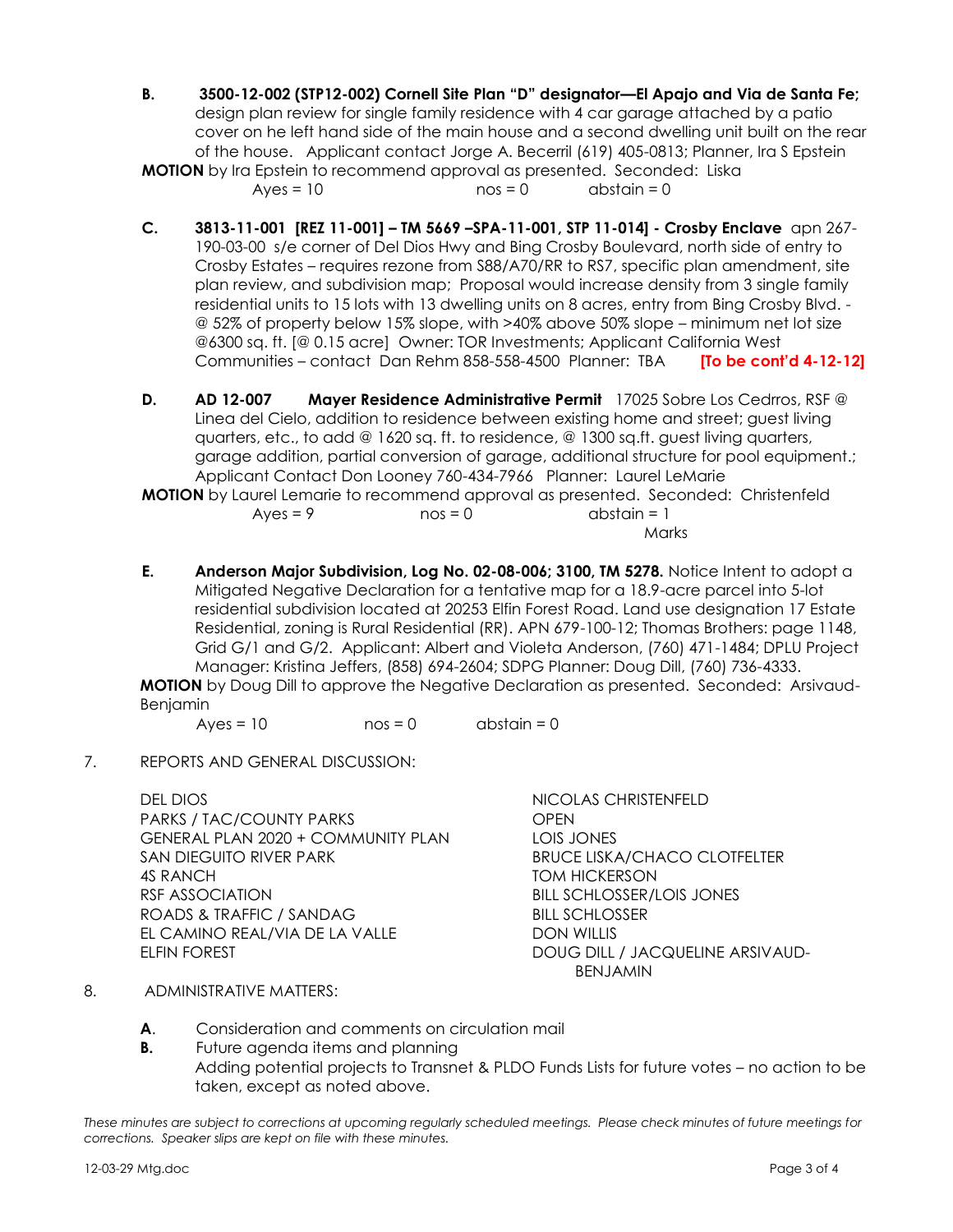**B.** **3500-12-002 (STP12-002) Cornell Site Plan "D" designator—El Apajo and Via de Santa Fe;** design plan review for single family residence with 4 car garage attached by a patio cover on he left hand side of the main house and a second dwelling unit built on the rear of the house. Applicant contact Jorge A. Becerril (619) 405-0813; Planner, Ira S Epstein

**MOTION** by Ira Epstein to recommend approval as presented. Seconded: Liska

Ayes = 10 nos = 0 abstain = 0

**C.** **3813-11-001 [REZ 11-001] – TM 5669 –SPA-11-001, STP 11-014] - Crosby Enclave** apn 267-190-03-00 s/e corner of Del Dios Hwy and Bing Crosby Boulevard, north side of entry to Crosby Estates – requires rezone from S88/A70/RR to RS7, specific plan amendment, site plan review, and subdivision map; Proposal would increase density from 3 single family residential units to 15 lots with 13 dwelling units on 8 acres, entry from Bing Crosby Blvd. - @ 52% of property below 15% slope, with >40% above 50% slope – minimum net lot size @6300 sq. ft. [@ 0.15 acre] Owner: TOR Investments; Applicant California West Communities – contact Dan Rehm 858-558-4500 Planner: TBA **[To be cont'd 4-12-12]**

**D.** **AD 12-007** **Mayer Residence Administrative Permit** 17025 Sobre Los Cedrros, RSF @ Linea del Cielo, addition to residence between existing home and street; guest living quarters, etc., to add @ 1620 sq. ft. to residence, @ 1300 sq.ft. guest living quarters, garage addition, partial conversion of garage, additional structure for pool equipment.; Applicant Contact Don Looney 760-434-7966 Planner: Laurel LeMarie

**MOTION** by Laurel Lemarie to recommend approval as presented. Seconded: Christenfeld

Ayes = 9 nos = 0 abstain = 1
Marks

**E.** **Anderson Major Subdivision, Log No. 02-08-006; 3100, TM 5278.** Notice Intent to adopt a Mitigated Negative Declaration for a tentative map for a 18.9-acre parcel into 5-lot residential subdivision located at 20253 Elfin Forest Road. Land use designation 17 Estate Residential, zoning is Rural Residential (RR). APN 679-100-12; Thomas Brothers: page 1148, Grid G/1 and G/2. Applicant: Albert and Violeta Anderson, (760) 471-1484; DPLU Project Manager: Kristina Jeffers, (858) 694-2604; SDPG Planner: Doug Dill, (760) 736-4333.

**MOTION** by Doug Dill to approve the Negative Declaration as presented. Seconded: Arsivaud-Benjamin

Ayes = 10 nos = 0 abstain = 0

7. REPORTS AND GENERAL DISCUSSION:

| | |
|---|---|
| DEL DIOS | NICOLAS CHRISTENFELD |
| PARKS / TAC/COUNTY PARKS | OPEN |
| GENERAL PLAN 2020 + COMMUNITY PLAN | LOIS JONES |
| SAN DIEGUITO RIVER PARK | BRUCE LISKA/CHACO CLOTFELTER |
| 4S RANCH | TOM HICKERSON |
| RSF ASSOCIATION | BILL SCHLOSSER/LOIS JONES |
| ROADS & TRAFFIC / SANDAG | BILL SCHLOSSER |
| EL CAMINO REAL/VIA DE LA VALLE | DON WILLIS |
| ELFIN FOREST | DOUG DILL / JACQUELINE ARSIVAUD-BENJAMIN |

8. ADMINISTRATIVE MATTERS:

**A.** Consideration and comments on circulation mail

**B.** Future agenda items and planning
Adding potential projects to Transnet & PLDO Funds Lists for future votes – no action to be taken, except as noted above.

*These minutes are subject to corrections at upcoming regularly scheduled meetings. Please check minutes of future meetings for corrections. Speaker slips are kept on file with these minutes.*

12-03-29 Mtg.doc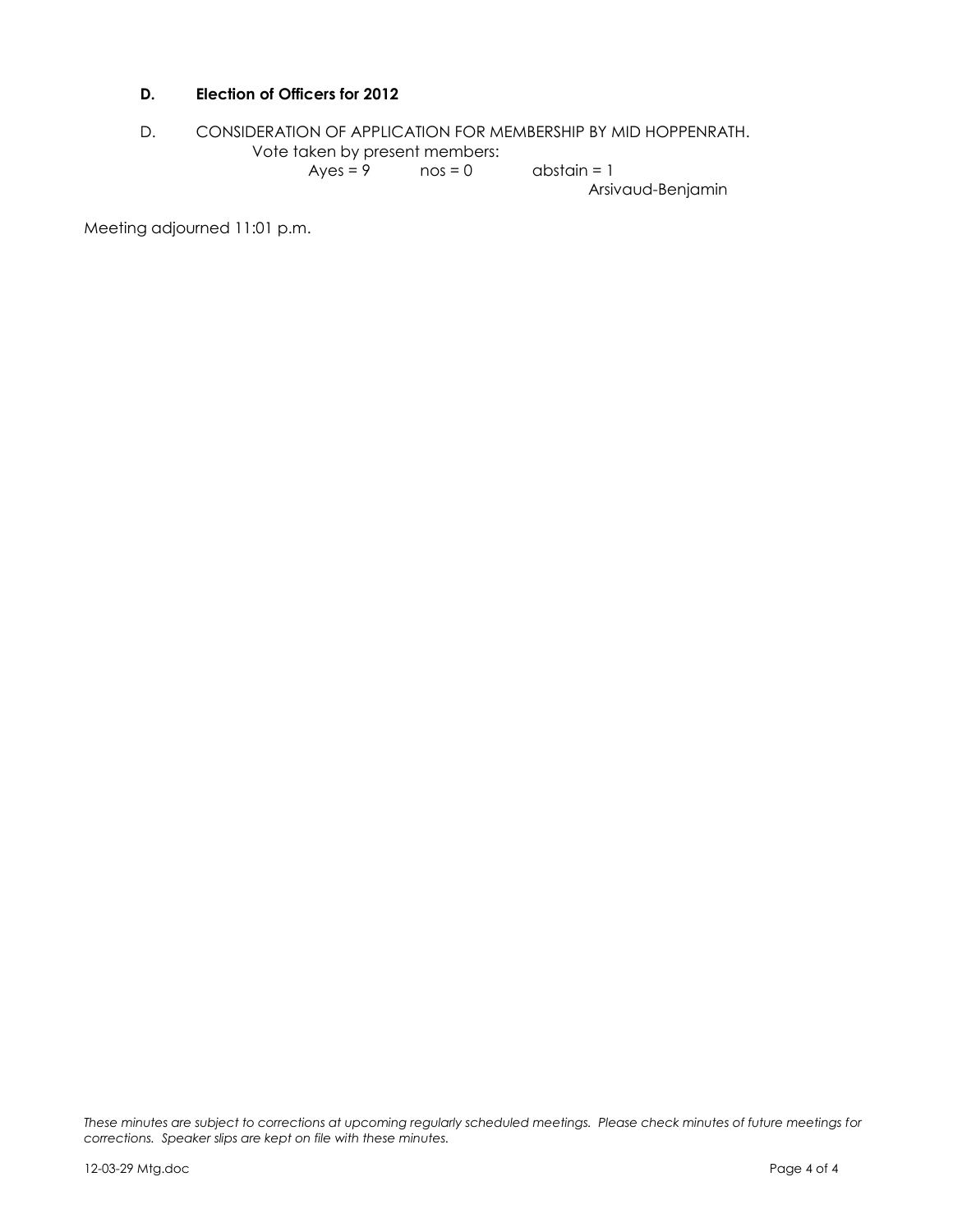**D. Election of Officers for 2012**

D. CONSIDERATION OF APPLICATION FOR MEMBERSHIP BY MID HOPPENRATH.

Vote taken by present members:

Ayes = 9 nos = 0 abstain = 1

Arsivaud-Benjamin

Meeting adjourned 11:01 p.m.

*These minutes are subject to corrections at upcoming regularly scheduled meetings. Please check minutes of future meetings for corrections. Speaker slips are kept on file with these minutes.*